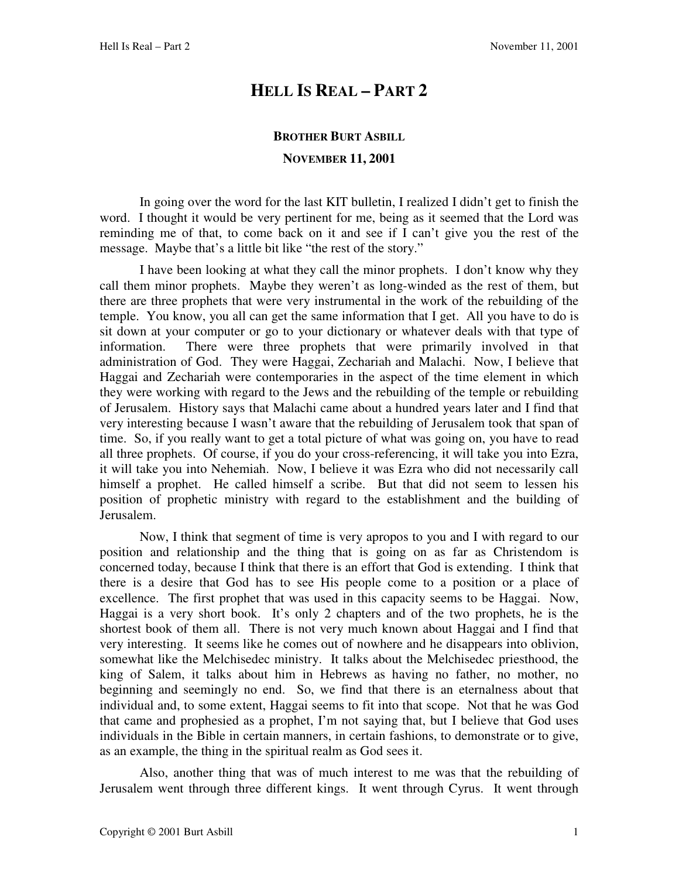# HELL IS REAL – PART 2

**BROTHER BURT ASBILL**

**NOVEMBER 11, 2001**

In going over the word for the last KIT bulletin, I realized I didn't get to finish the word. I thought it would be very pertinent for me, being as it seemed that the Lord was reminding me of that, to come back on it and see if I can't give you the rest of the message. Maybe that's a little bit like "the rest of the story."

I have been looking at what they call the minor prophets. I don't know why they call them minor prophets. Maybe they weren't as long-winded as the rest of them, but there are three prophets that were very instrumental in the work of the rebuilding of the temple. You know, you all can get the same information that I get. All you have to do is sit down at your computer or go to your dictionary or whatever deals with that type of information. There were three prophets that were primarily involved in that administration of God. They were Haggai, Zechariah and Malachi. Now, I believe that Haggai and Zechariah were contemporaries in the aspect of the time element in which they were working with regard to the Jews and the rebuilding of the temple or rebuilding of Jerusalem. History says that Malachi came about a hundred years later and I find that very interesting because I wasn't aware that the rebuilding of Jerusalem took that span of time. So, if you really want to get a total picture of what was going on, you have to read all three prophets. Of course, if you do your cross-referencing, it will take you into Ezra, it will take you into Nehemiah. Now, I believe it was Ezra who did not necessarily call himself a prophet. He called himself a scribe. But that did not seem to lessen his position of prophetic ministry with regard to the establishment and the building of Jerusalem.

Now, I think that segment of time is very apropos to you and I with regard to our position and relationship and the thing that is going on as far as Christendom is concerned today, because I think that there is an effort that God is extending. I think that there is a desire that God has to see His people come to a position or a place of excellence. The first prophet that was used in this capacity seems to be Haggai. Now, Haggai is a very short book. It's only 2 chapters and of the two prophets, he is the shortest book of them all. There is not very much known about Haggai and I find that very interesting. It seems like he comes out of nowhere and he disappears into oblivion, somewhat like the Melchisedec ministry. It talks about the Melchisedec priesthood, the king of Salem, it talks about him in Hebrews as having no father, no mother, no beginning and seemingly no end. So, we find that there is an eternalness about that individual and, to some extent, Haggai seems to fit into that scope. Not that he was God that came and prophesied as a prophet, I'm not saying that, but I believe that God uses individuals in the Bible in certain manners, in certain fashions, to demonstrate or to give, as an example, the thing in the spiritual realm as God sees it.

Also, another thing that was of much interest to me was that the rebuilding of Jerusalem went through three different kings. It went through Cyrus. It went through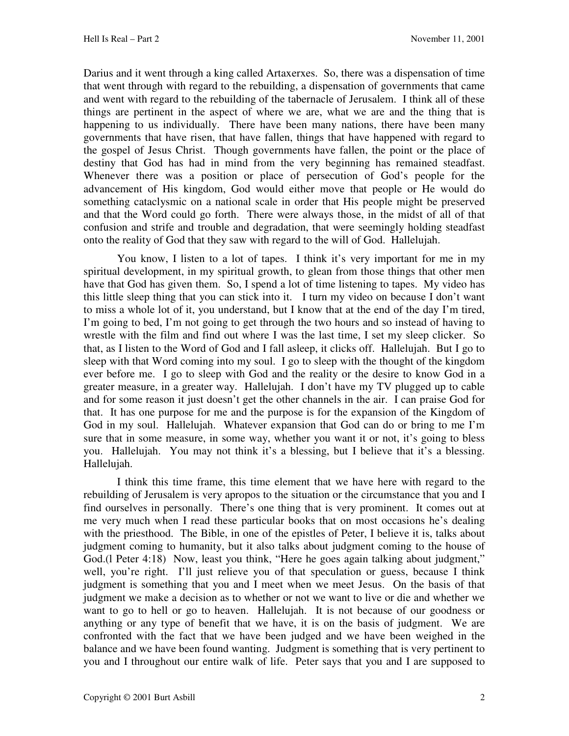Darius and it went through a king called Artaxerxes. So, there was a dispensation of time that went through with regard to the rebuilding, a dispensation of governments that came and went with regard to the rebuilding of the tabernacle of Jerusalem. I think all of these things are pertinent in the aspect of where we are, what we are and the thing that is happening to us individually. There have been many nations, there have been many governments that have risen, that have fallen, things that have happened with regard to the gospel of Jesus Christ. Though governments have fallen, the point or the place of destiny that God has had in mind from the very beginning has remained steadfast. Whenever there was a position or place of persecution of God's people for the advancement of His kingdom, God would either move that people or He would do something cataclysmic on a national scale in order that His people might be preserved and that the Word could go forth. There were always those, in the midst of all of that confusion and strife and trouble and degradation, that were seemingly holding steadfast onto the reality of God that they saw with regard to the will of God. Hallelujah.

You know, I listen to a lot of tapes. I think it's very important for me in my spiritual development, in my spiritual growth, to glean from those things that other men have that God has given them. So, I spend a lot of time listening to tapes. My video has this little sleep thing that you can stick into it. I turn my video on because I don't want to miss a whole lot of it, you understand, but I know that at the end of the day I'm tired, I'm going to bed, I'm not going to get through the two hours and so instead of having to wrestle with the film and find out where I was the last time, I set my sleep clicker. So that, as I listen to the Word of God and I fall asleep, it clicks off. Hallelujah. But I go to sleep with that Word coming into my soul. I go to sleep with the thought of the kingdom ever before me. I go to sleep with God and the reality or the desire to know God in a greater measure, in a greater way. Hallelujah. I don't have my TV plugged up to cable and for some reason it just doesn't get the other channels in the air. I can praise God for that. It has one purpose for me and the purpose is for the expansion of the Kingdom of God in my soul. Hallelujah. Whatever expansion that God can do or bring to me I'm sure that in some measure, in some way, whether you want it or not, it's going to bless you. Hallelujah. You may not think it's a blessing, but I believe that it's a blessing. Hallelujah.

I think this time frame, this time element that we have here with regard to the rebuilding of Jerusalem is very apropos to the situation or the circumstance that you and I find ourselves in personally. There's one thing that is very prominent. It comes out at me very much when I read these particular books that on most occasions he's dealing with the priesthood. The Bible, in one of the epistles of Peter, I believe it is, talks about judgment coming to humanity, but it also talks about judgment coming to the house of God.(l Peter 4:18) Now, least you think, "Here he goes again talking about judgment," well, you're right. I'll just relieve you of that speculation or guess, because I think judgment is something that you and I meet when we meet Jesus. On the basis of that judgment we make a decision as to whether or not we want to live or die and whether we want to go to hell or go to heaven. Hallelujah. It is not because of our goodness or anything or any type of benefit that we have, it is on the basis of judgment. We are confronted with the fact that we have been judged and we have been weighed in the balance and we have been found wanting. Judgment is something that is very pertinent to you and I throughout our entire walk of life. Peter says that you and I are supposed to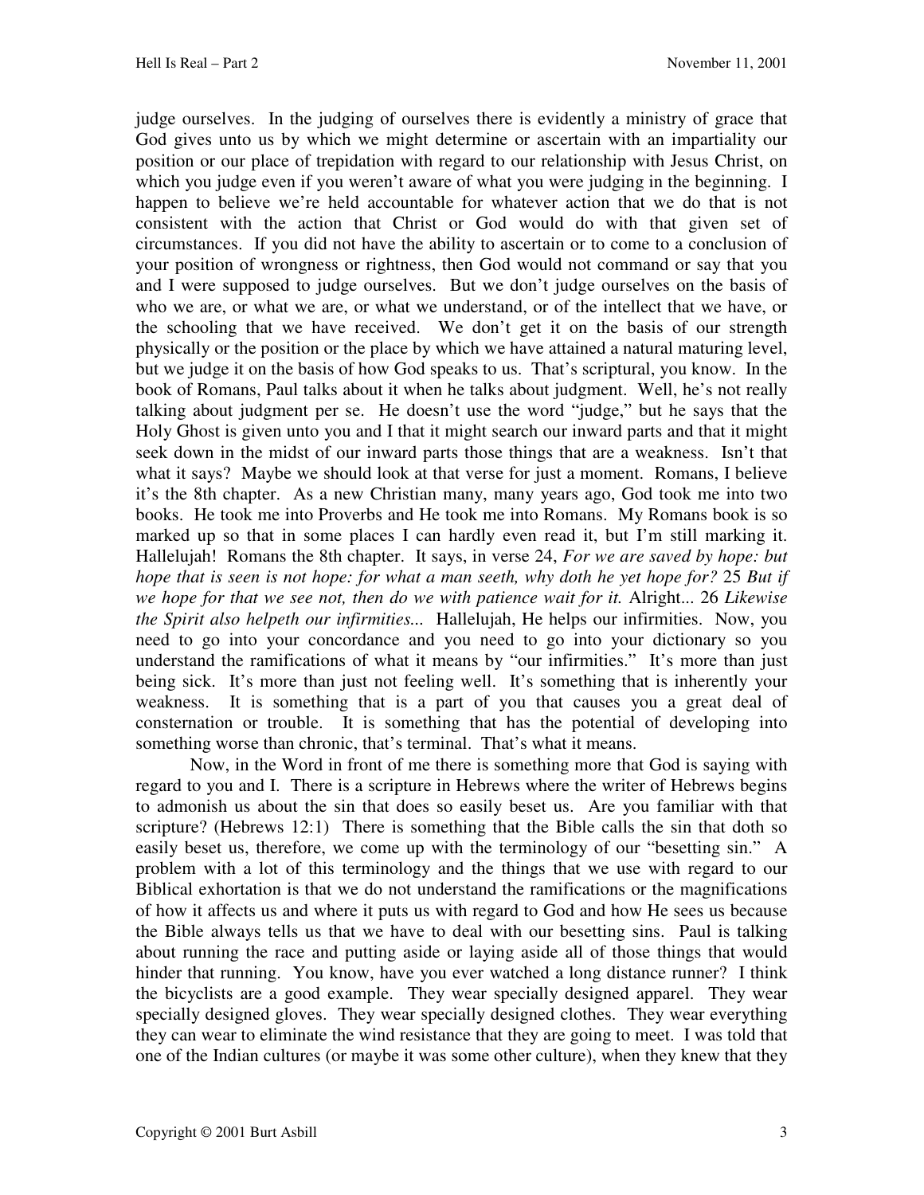judge ourselves. In the judging of ourselves there is evidently a ministry of grace that God gives unto us by which we might determine or ascertain with an impartiality our position or our place of trepidation with regard to our relationship with Jesus Christ, on which you judge even if you weren't aware of what you were judging in the beginning. I happen to believe we're held accountable for whatever action that we do that is not consistent with the action that Christ or God would do with that given set of circumstances. If you did not have the ability to ascertain or to come to a conclusion of your position of wrongness or rightness, then God would not command or say that you and I were supposed to judge ourselves. But we don't judge ourselves on the basis of who we are, or what we are, or what we understand, or of the intellect that we have, or the schooling that we have received. We don't get it on the basis of our strength physically or the position or the place by which we have attained a natural maturing level, but we judge it on the basis of how God speaks to us. That's scriptural, you know. In the book of Romans, Paul talks about it when he talks about judgment. Well, he's not really talking about judgment per se. He doesn't use the word "judge," but he says that the Holy Ghost is given unto you and I that it might search our inward parts and that it might seek down in the midst of our inward parts those things that are a weakness. Isn't that what it says? Maybe we should look at that verse for just a moment. Romans, I believe it's the 8th chapter. As a new Christian many, many years ago, God took me into two books. He took me into Proverbs and He took me into Romans. My Romans book is so marked up so that in some places I can hardly even read it, but I'm still marking it. Hallelujah! Romans the 8th chapter. It says, in verse 24, *For we are saved by hope: but hope that is seen is not hope: for what a man seeth, why doth he yet hope for?* 25 *But if we hope for that we see not, then do we with patience wait for it.* Alright... 26 *Likewise the Spirit also helpeth our infirmities...* Hallelujah, He helps our infirmities. Now, you need to go into your concordance and you need to go into your dictionary so you understand the ramifications of what it means by "our infirmities." It's more than just being sick. It's more than just not feeling well. It's something that is inherently your weakness. It is something that is a part of you that causes you a great deal of consternation or trouble. It is something that has the potential of developing into something worse than chronic, that's terminal. That's what it means.

Now, in the Word in front of me there is something more that God is saying with regard to you and I. There is a scripture in Hebrews where the writer of Hebrews begins to admonish us about the sin that does so easily beset us. Are you familiar with that scripture? (Hebrews 12:1) There is something that the Bible calls the sin that doth so easily beset us, therefore, we come up with the terminology of our "besetting sin." A problem with a lot of this terminology and the things that we use with regard to our Biblical exhortation is that we do not understand the ramifications or the magnifications of how it affects us and where it puts us with regard to God and how He sees us because the Bible always tells us that we have to deal with our besetting sins. Paul is talking about running the race and putting aside or laying aside all of those things that would hinder that running. You know, have you ever watched a long distance runner? I think the bicyclists are a good example. They wear specially designed apparel. They wear specially designed gloves. They wear specially designed clothes. They wear everything they can wear to eliminate the wind resistance that they are going to meet. I was told that one of the Indian cultures (or maybe it was some other culture), when they knew that they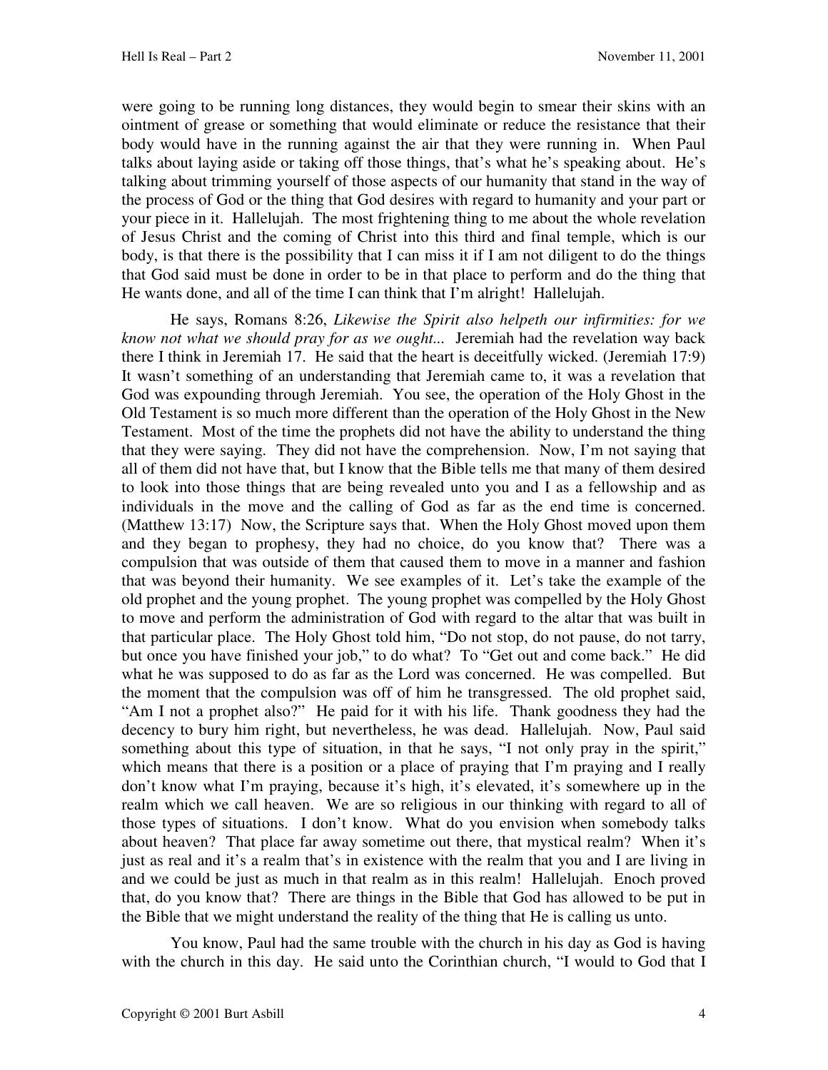were going to be running long distances, they would begin to smear their skins with an ointment of grease or something that would eliminate or reduce the resistance that their body would have in the running against the air that they were running in. When Paul talks about laying aside or taking off those things, that's what he's speaking about. He's talking about trimming yourself of those aspects of our humanity that stand in the way of the process of God or the thing that God desires with regard to humanity and your part or your piece in it. Hallelujah. The most frightening thing to me about the whole revelation of Jesus Christ and the coming of Christ into this third and final temple, which is our body, is that there is the possibility that I can miss it if I am not diligent to do the things that God said must be done in order to be in that place to perform and do the thing that He wants done, and all of the time I can think that I'm alright! Hallelujah.

He says, Romans 8:26, *Likewise the Spirit also helpeth our infirmities: for we know not what we should pray for as we ought...* Jeremiah had the revelation way back there I think in Jeremiah 17. He said that the heart is deceitfully wicked. (Jeremiah 17:9) It wasn't something of an understanding that Jeremiah came to, it was a revelation that God was expounding through Jeremiah. You see, the operation of the Holy Ghost in the Old Testament is so much more different than the operation of the Holy Ghost in the New Testament. Most of the time the prophets did not have the ability to understand the thing that they were saying. They did not have the comprehension. Now, I'm not saying that all of them did not have that, but I know that the Bible tells me that many of them desired to look into those things that are being revealed unto you and I as a fellowship and as individuals in the move and the calling of God as far as the end time is concerned. (Matthew 13:17) Now, the Scripture says that. When the Holy Ghost moved upon them and they began to prophesy, they had no choice, do you know that? There was a compulsion that was outside of them that caused them to move in a manner and fashion that was beyond their humanity. We see examples of it. Let's take the example of the old prophet and the young prophet. The young prophet was compelled by the Holy Ghost to move and perform the administration of God with regard to the altar that was built in that particular place. The Holy Ghost told him, "Do not stop, do not pause, do not tarry, but once you have finished your job," to do what? To "Get out and come back." He did what he was supposed to do as far as the Lord was concerned. He was compelled. But the moment that the compulsion was off of him he transgressed. The old prophet said, "Am I not a prophet also?" He paid for it with his life. Thank goodness they had the decency to bury him right, but nevertheless, he was dead. Hallelujah. Now, Paul said something about this type of situation, in that he says, "I not only pray in the spirit," which means that there is a position or a place of praying that I'm praying and I really don't know what I'm praying, because it's high, it's elevated, it's somewhere up in the realm which we call heaven. We are so religious in our thinking with regard to all of those types of situations. I don't know. What do you envision when somebody talks about heaven? That place far away sometime out there, that mystical realm? When it's just as real and it's a realm that's in existence with the realm that you and I are living in and we could be just as much in that realm as in this realm! Hallelujah. Enoch proved that, do you know that? There are things in the Bible that God has allowed to be put in the Bible that we might understand the reality of the thing that He is calling us unto.

You know, Paul had the same trouble with the church in his day as God is having with the church in this day. He said unto the Corinthian church, "I would to God that I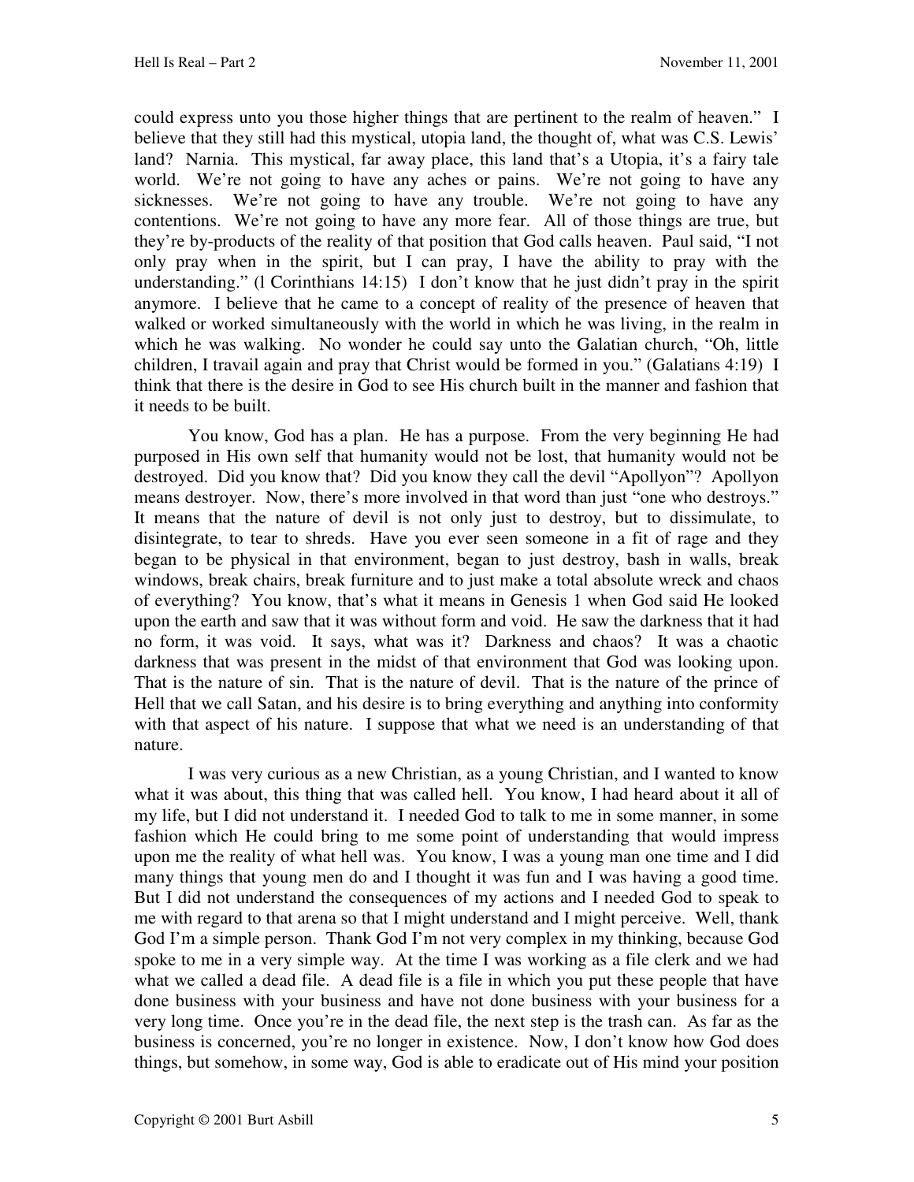could express unto you those higher things that are pertinent to the realm of heaven." I believe that they still had this mystical, utopia land, the thought of, what was C.S. Lewis' land? Narnia. This mystical, far away place, this land that's a Utopia, it's a fairy tale world. We're not going to have any aches or pains. We're not going to have any sicknesses. We're not going to have any trouble. We're not going to have any contentions. We're not going to have any more fear. All of those things are true, but they're by-products of the reality of that position that God calls heaven. Paul said, "I not only pray when in the spirit, but I can pray, I have the ability to pray with the understanding." (l Corinthians 14:15) I don't know that he just didn't pray in the spirit anymore. I believe that he came to a concept of reality of the presence of heaven that walked or worked simultaneously with the world in which he was living, in the realm in which he was walking. No wonder he could say unto the Galatian church, "Oh, little children, I travail again and pray that Christ would be formed in you." (Galatians 4:19) I think that there is the desire in God to see His church built in the manner and fashion that it needs to be built.

You know, God has a plan. He has a purpose. From the very beginning He had purposed in His own self that humanity would not be lost, that humanity would not be destroyed. Did you know that? Did you know they call the devil "Apollyon"? Apollyon means destroyer. Now, there's more involved in that word than just "one who destroys." It means that the nature of devil is not only just to destroy, but to dissimulate, to disintegrate, to tear to shreds. Have you ever seen someone in a fit of rage and they began to be physical in that environment, began to just destroy, bash in walls, break windows, break chairs, break furniture and to just make a total absolute wreck and chaos of everything? You know, that's what it means in Genesis 1 when God said He looked upon the earth and saw that it was without form and void. He saw the darkness that it had no form, it was void. It says, what was it? Darkness and chaos? It was a chaotic darkness that was present in the midst of that environment that God was looking upon. That is the nature of sin. That is the nature of devil. That is the nature of the prince of Hell that we call Satan, and his desire is to bring everything and anything into conformity with that aspect of his nature. I suppose that what we need is an understanding of that nature.

I was very curious as a new Christian, as a young Christian, and I wanted to know what it was about, this thing that was called hell. You know, I had heard about it all of my life, but I did not understand it. I needed God to talk to me in some manner, in some fashion which He could bring to me some point of understanding that would impress upon me the reality of what hell was. You know, I was a young man one time and I did many things that young men do and I thought it was fun and I was having a good time. But I did not understand the consequences of my actions and I needed God to speak to me with regard to that arena so that I might understand and I might perceive. Well, thank God I'm a simple person. Thank God I'm not very complex in my thinking, because God spoke to me in a very simple way. At the time I was working as a file clerk and we had what we called a dead file. A dead file is a file in which you put these people that have done business with your business and have not done business with your business for a very long time. Once you're in the dead file, the next step is the trash can. As far as the business is concerned, you're no longer in existence. Now, I don't know how God does things, but somehow, in some way, God is able to eradicate out of His mind your position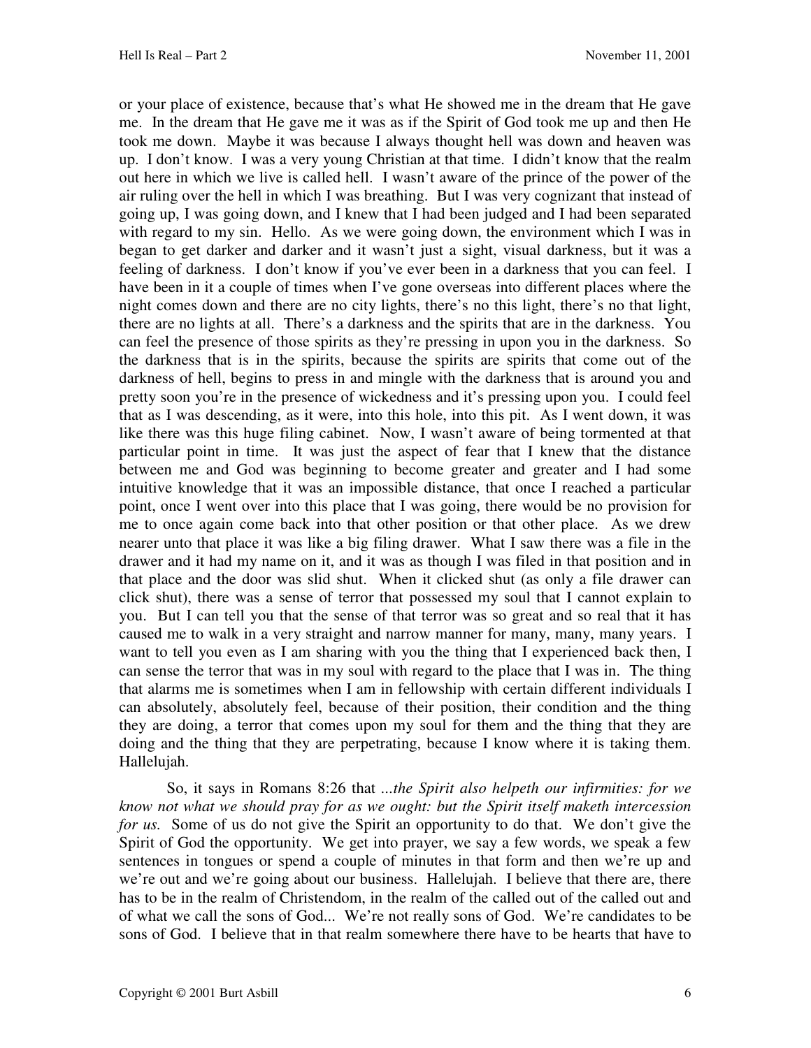or your place of existence, because that's what He showed me in the dream that He gave me. In the dream that He gave me it was as if the Spirit of God took me up and then He took me down. Maybe it was because I always thought hell was down and heaven was up. I don't know. I was a very young Christian at that time. I didn't know that the realm out here in which we live is called hell. I wasn't aware of the prince of the power of the air ruling over the hell in which I was breathing. But I was very cognizant that instead of going up, I was going down, and I knew that I had been judged and I had been separated with regard to my sin. Hello. As we were going down, the environment which I was in began to get darker and darker and it wasn't just a sight, visual darkness, but it was a feeling of darkness. I don't know if you've ever been in a darkness that you can feel. I have been in it a couple of times when I've gone overseas into different places where the night comes down and there are no city lights, there's no this light, there's no that light, there are no lights at all. There's a darkness and the spirits that are in the darkness. You can feel the presence of those spirits as they're pressing in upon you in the darkness. So the darkness that is in the spirits, because the spirits are spirits that come out of the darkness of hell, begins to press in and mingle with the darkness that is around you and pretty soon you're in the presence of wickedness and it's pressing upon you. I could feel that as I was descending, as it were, into this hole, into this pit. As I went down, it was like there was this huge filing cabinet. Now, I wasn't aware of being tormented at that particular point in time. It was just the aspect of fear that I knew that the distance between me and God was beginning to become greater and greater and I had some intuitive knowledge that it was an impossible distance, that once I reached a particular point, once I went over into this place that I was going, there would be no provision for me to once again come back into that other position or that other place. As we drew nearer unto that place it was like a big filing drawer. What I saw there was a file in the drawer and it had my name on it, and it was as though I was filed in that position and in that place and the door was slid shut. When it clicked shut (as only a file drawer can click shut), there was a sense of terror that possessed my soul that I cannot explain to you. But I can tell you that the sense of that terror was so great and so real that it has caused me to walk in a very straight and narrow manner for many, many, many years. I want to tell you even as I am sharing with you the thing that I experienced back then, I can sense the terror that was in my soul with regard to the place that I was in. The thing that alarms me is sometimes when I am in fellowship with certain different individuals I can absolutely, absolutely feel, because of their position, their condition and the thing they are doing, a terror that comes upon my soul for them and the thing that they are doing and the thing that they are perpetrating, because I know where it is taking them. Hallelujah.

So, it says in Romans 8:26 that *...the Spirit also helpeth our infirmities: for we know not what we should pray for as we ought: but the Spirit itself maketh intercession for us.* Some of us do not give the Spirit an opportunity to do that. We don't give the Spirit of God the opportunity. We get into prayer, we say a few words, we speak a few sentences in tongues or spend a couple of minutes in that form and then we're up and we're out and we're going about our business. Hallelujah. I believe that there are, there has to be in the realm of Christendom, in the realm of the called out of the called out and of what we call the sons of God... We're not really sons of God. We're candidates to be sons of God. I believe that in that realm somewhere there have to be hearts that have to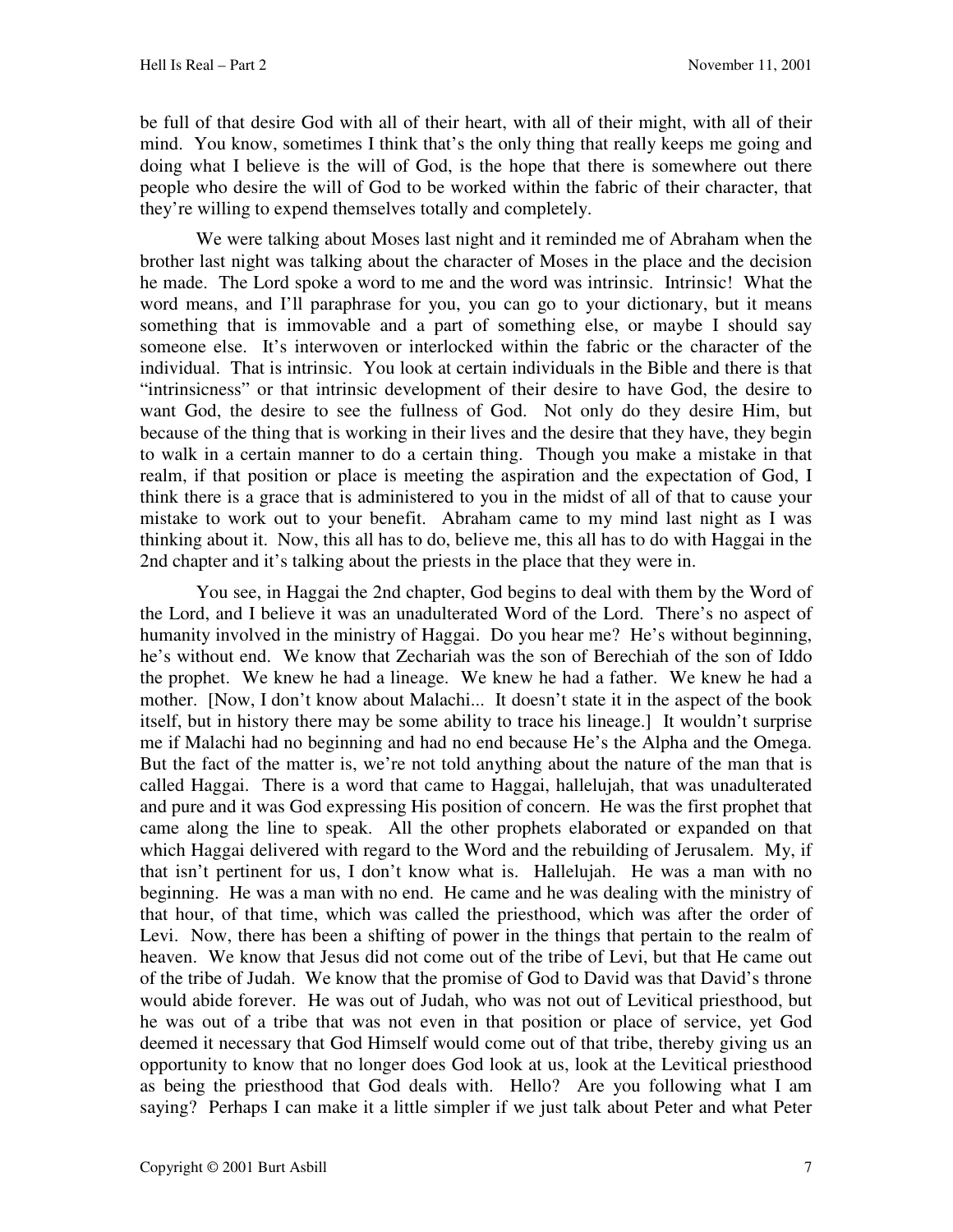be full of that desire God with all of their heart, with all of their might, with all of their mind. You know, sometimes I think that's the only thing that really keeps me going and doing what I believe is the will of God, is the hope that there is somewhere out there people who desire the will of God to be worked within the fabric of their character, that they're willing to expend themselves totally and completely.

We were talking about Moses last night and it reminded me of Abraham when the brother last night was talking about the character of Moses in the place and the decision he made. The Lord spoke a word to me and the word was intrinsic. Intrinsic! What the word means, and I'll paraphrase for you, you can go to your dictionary, but it means something that is immovable and a part of something else, or maybe I should say someone else. It's interwoven or interlocked within the fabric or the character of the individual. That is intrinsic. You look at certain individuals in the Bible and there is that "intrinsicness" or that intrinsic development of their desire to have God, the desire to want God, the desire to see the fullness of God. Not only do they desire Him, but because of the thing that is working in their lives and the desire that they have, they begin to walk in a certain manner to do a certain thing. Though you make a mistake in that realm, if that position or place is meeting the aspiration and the expectation of God, I think there is a grace that is administered to you in the midst of all of that to cause your mistake to work out to your benefit. Abraham came to my mind last night as I was thinking about it. Now, this all has to do, believe me, this all has to do with Haggai in the 2nd chapter and it's talking about the priests in the place that they were in.

You see, in Haggai the 2nd chapter, God begins to deal with them by the Word of the Lord, and I believe it was an unadulterated Word of the Lord. There's no aspect of humanity involved in the ministry of Haggai. Do you hear me? He's without beginning, he's without end. We know that Zechariah was the son of Berechiah of the son of Iddo the prophet. We knew he had a lineage. We knew he had a father. We knew he had a mother. [Now, I don't know about Malachi... It doesn't state it in the aspect of the book itself, but in history there may be some ability to trace his lineage.] It wouldn't surprise me if Malachi had no beginning and had no end because He's the Alpha and the Omega. But the fact of the matter is, we're not told anything about the nature of the man that is called Haggai. There is a word that came to Haggai, hallelujah, that was unadulterated and pure and it was God expressing His position of concern. He was the first prophet that came along the line to speak. All the other prophets elaborated or expanded on that which Haggai delivered with regard to the Word and the rebuilding of Jerusalem. My, if that isn't pertinent for us, I don't know what is. Hallelujah. He was a man with no beginning. He was a man with no end. He came and he was dealing with the ministry of that hour, of that time, which was called the priesthood, which was after the order of Levi. Now, there has been a shifting of power in the things that pertain to the realm of heaven. We know that Jesus did not come out of the tribe of Levi, but that He came out of the tribe of Judah. We know that the promise of God to David was that David's throne would abide forever. He was out of Judah, who was not out of Levitical priesthood, but he was out of a tribe that was not even in that position or place of service, yet God deemed it necessary that God Himself would come out of that tribe, thereby giving us an opportunity to know that no longer does God look at us, look at the Levitical priesthood as being the priesthood that God deals with. Hello? Are you following what I am saying? Perhaps I can make it a little simpler if we just talk about Peter and what Peter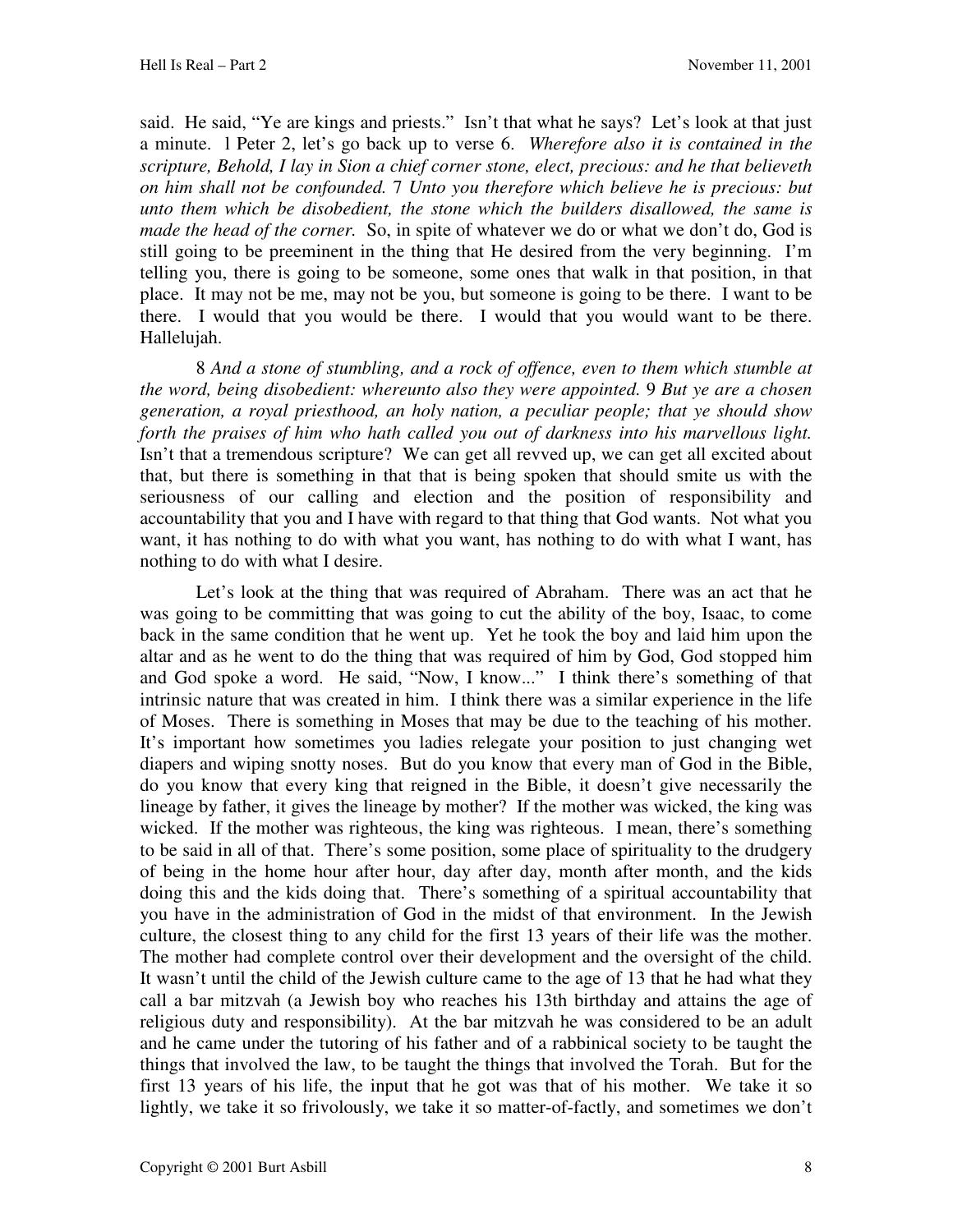said. He said, "Ye are kings and priests." Isn't that what he says? Let's look at that just a minute. I Peter 2, let's go back up to verse 6. *Wherefore also it is contained in the scripture, Behold, I lay in Sion a chief corner stone, elect, precious: and he that believeth on him shall not be confounded.* 7 *Unto you therefore which believe he is precious: but unto them which be disobedient, the stone which the builders disallowed, the same is made the head of the corner.* So, in spite of whatever we do or what we don't do, God is still going to be preeminent in the thing that He desired from the very beginning. I'm telling you, there is going to be someone, some ones that walk in that position, in that place. It may not be me, may not be you, but someone is going to be there. I want to be there. I would that you would be there. I would that you would want to be there. Hallelujah.

8 *And a stone of stumbling, and a rock of offence, even to them which stumble at the word, being disobedient: whereunto also they were appointed.* 9 *But ye are a chosen generation, a royal priesthood, an holy nation, a peculiar people; that ye should show forth the praises of him who hath called you out of darkness into his marvellous light.* Isn't that a tremendous scripture? We can get all revved up, we can get all excited about that, but there is something in that that is being spoken that should smite us with the seriousness of our calling and election and the position of responsibility and accountability that you and I have with regard to that thing that God wants. Not what you want, it has nothing to do with what you want, has nothing to do with what I want, has nothing to do with what I desire.

Let's look at the thing that was required of Abraham. There was an act that he was going to be committing that was going to cut the ability of the boy, Isaac, to come back in the same condition that he went up. Yet he took the boy and laid him upon the altar and as he went to do the thing that was required of him by God, God stopped him and God spoke a word. He said, "Now, I know..." I think there's something of that intrinsic nature that was created in him. I think there was a similar experience in the life of Moses. There is something in Moses that may be due to the teaching of his mother. It's important how sometimes you ladies relegate your position to just changing wet diapers and wiping snotty noses. But do you know that every man of God in the Bible, do you know that every king that reigned in the Bible, it doesn't give necessarily the lineage by father, it gives the lineage by mother? If the mother was wicked, the king was wicked. If the mother was righteous, the king was righteous. I mean, there's something to be said in all of that. There's some position, some place of spirituality to the drudgery of being in the home hour after hour, day after day, month after month, and the kids doing this and the kids doing that. There's something of a spiritual accountability that you have in the administration of God in the midst of that environment. In the Jewish culture, the closest thing to any child for the first 13 years of their life was the mother. The mother had complete control over their development and the oversight of the child. It wasn't until the child of the Jewish culture came to the age of 13 that he had what they call a bar mitzvah (a Jewish boy who reaches his 13th birthday and attains the age of religious duty and responsibility). At the bar mitzvah he was considered to be an adult and he came under the tutoring of his father and of a rabbinical society to be taught the things that involved the law, to be taught the things that involved the Torah. But for the first 13 years of his life, the input that he got was that of his mother. We take it so lightly, we take it so frivolously, we take it so matter-of-factly, and sometimes we don't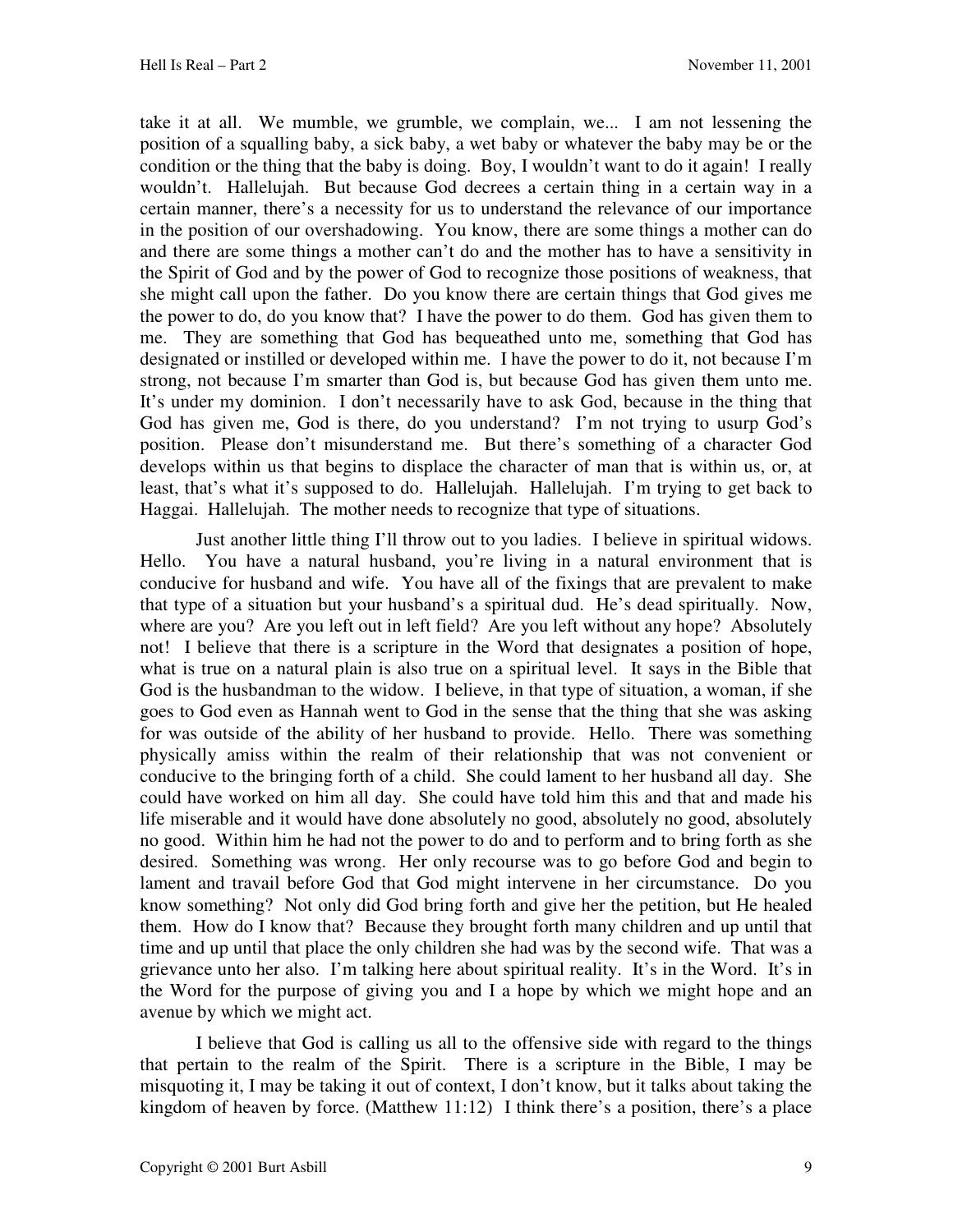take it at all. We mumble, we grumble, we complain, we... I am not lessening the position of a squalling baby, a sick baby, a wet baby or whatever the baby may be or the condition or the thing that the baby is doing. Boy, I wouldn't want to do it again! I really wouldn't. Hallelujah. But because God decrees a certain thing in a certain way in a certain manner, there's a necessity for us to understand the relevance of our importance in the position of our overshadowing. You know, there are some things a mother can do and there are some things a mother can't do and the mother has to have a sensitivity in the Spirit of God and by the power of God to recognize those positions of weakness, that she might call upon the father. Do you know there are certain things that God gives me the power to do, do you know that? I have the power to do them. God has given them to me. They are something that God has bequeathed unto me, something that God has designated or instilled or developed within me. I have the power to do it, not because I'm strong, not because I'm smarter than God is, but because God has given them unto me. It's under my dominion. I don't necessarily have to ask God, because in the thing that God has given me, God is there, do you understand? I'm not trying to usurp God's position. Please don't misunderstand me. But there's something of a character God develops within us that begins to displace the character of man that is within us, or, at least, that's what it's supposed to do. Hallelujah. Hallelujah. I'm trying to get back to Haggai. Hallelujah. The mother needs to recognize that type of situations.

Just another little thing I'll throw out to you ladies. I believe in spiritual widows. Hello. You have a natural husband, you're living in a natural environment that is conducive for husband and wife. You have all of the fixings that are prevalent to make that type of a situation but your husband's a spiritual dud. He's dead spiritually. Now, where are you? Are you left out in left field? Are you left without any hope? Absolutely not! I believe that there is a scripture in the Word that designates a position of hope, what is true on a natural plain is also true on a spiritual level. It says in the Bible that God is the husbandman to the widow. I believe, in that type of situation, a woman, if she goes to God even as Hannah went to God in the sense that the thing that she was asking for was outside of the ability of her husband to provide. Hello. There was something physically amiss within the realm of their relationship that was not convenient or conducive to the bringing forth of a child. She could lament to her husband all day. She could have worked on him all day. She could have told him this and that and made his life miserable and it would have done absolutely no good, absolutely no good, absolutely no good. Within him he had not the power to do and to perform and to bring forth as she desired. Something was wrong. Her only recourse was to go before God and begin to lament and travail before God that God might intervene in her circumstance. Do you know something? Not only did God bring forth and give her the petition, but He healed them. How do I know that? Because they brought forth many children and up until that time and up until that place the only children she had was by the second wife. That was a grievance unto her also. I'm talking here about spiritual reality. It's in the Word. It's in the Word for the purpose of giving you and I a hope by which we might hope and an avenue by which we might act.

I believe that God is calling us all to the offensive side with regard to the things that pertain to the realm of the Spirit. There is a scripture in the Bible, I may be misquoting it, I may be taking it out of context, I don't know, but it talks about taking the kingdom of heaven by force. (Matthew 11:12) I think there's a position, there's a place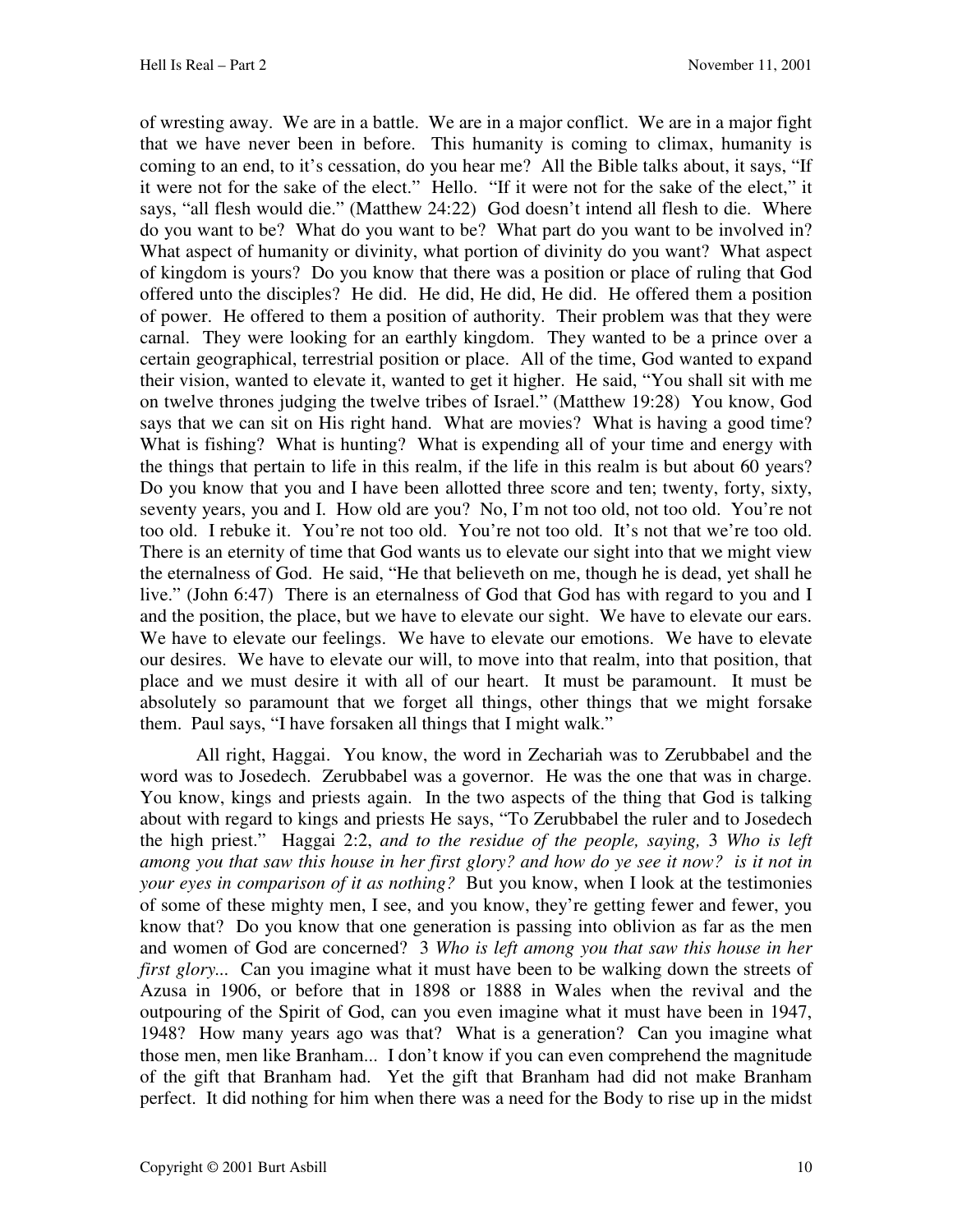of wresting away. We are in a battle. We are in a major conflict. We are in a major fight that we have never been in before. This humanity is coming to climax, humanity is coming to an end, to it's cessation, do you hear me? All the Bible talks about, it says, "If it were not for the sake of the elect." Hello. "If it were not for the sake of the elect," it says, "all flesh would die." (Matthew 24:22) God doesn't intend all flesh to die. Where do you want to be? What do you want to be? What part do you want to be involved in? What aspect of humanity or divinity, what portion of divinity do you want? What aspect of kingdom is yours? Do you know that there was a position or place of ruling that God offered unto the disciples? He did. He did, He did, He did. He offered them a position of power. He offered to them a position of authority. Their problem was that they were carnal. They were looking for an earthly kingdom. They wanted to be a prince over a certain geographical, terrestrial position or place. All of the time, God wanted to expand their vision, wanted to elevate it, wanted to get it higher. He said, "You shall sit with me on twelve thrones judging the twelve tribes of Israel." (Matthew 19:28) You know, God says that we can sit on His right hand. What are movies? What is having a good time? What is fishing? What is hunting? What is expending all of your time and energy with the things that pertain to life in this realm, if the life in this realm is but about 60 years? Do you know that you and I have been allotted three score and ten; twenty, forty, sixty, seventy years, you and I. How old are you? No, I'm not too old, not too old. You're not too old. I rebuke it. You're not too old. You're not too old. It's not that we're too old. There is an eternity of time that God wants us to elevate our sight into that we might view the eternalness of God. He said, "He that believeth on me, though he is dead, yet shall he live." (John 6:47) There is an eternalness of God that God has with regard to you and I and the position, the place, but we have to elevate our sight. We have to elevate our ears. We have to elevate our feelings. We have to elevate our emotions. We have to elevate our desires. We have to elevate our will, to move into that realm, into that position, that place and we must desire it with all of our heart. It must be paramount. It must be absolutely so paramount that we forget all things, other things that we might forsake them. Paul says, "I have forsaken all things that I might walk."

All right, Haggai. You know, the word in Zechariah was to Zerubbabel and the word was to Josedech. Zerubbabel was a governor. He was the one that was in charge. You know, kings and priests again. In the two aspects of the thing that God is talking about with regard to kings and priests He says, "To Zerubbabel the ruler and to Josedech the high priest." Haggai 2:2, *and to the residue of the people, saying,* 3 *Who is left among you that saw this house in her first glory? and how do ye see it now? is it not in your eyes in comparison of it as nothing?* But you know, when I look at the testimonies of some of these mighty men, I see, and you know, they're getting fewer and fewer, you know that? Do you know that one generation is passing into oblivion as far as the men and women of God are concerned? 3 *Who is left among you that saw this house in her first glory...* Can you imagine what it must have been to be walking down the streets of Azusa in 1906, or before that in 1898 or 1888 in Wales when the revival and the outpouring of the Spirit of God, can you even imagine what it must have been in 1947, 1948? How many years ago was that? What is a generation? Can you imagine what those men, men like Branham... I don't know if you can even comprehend the magnitude of the gift that Branham had. Yet the gift that Branham had did not make Branham perfect. It did nothing for him when there was a need for the Body to rise up in the midst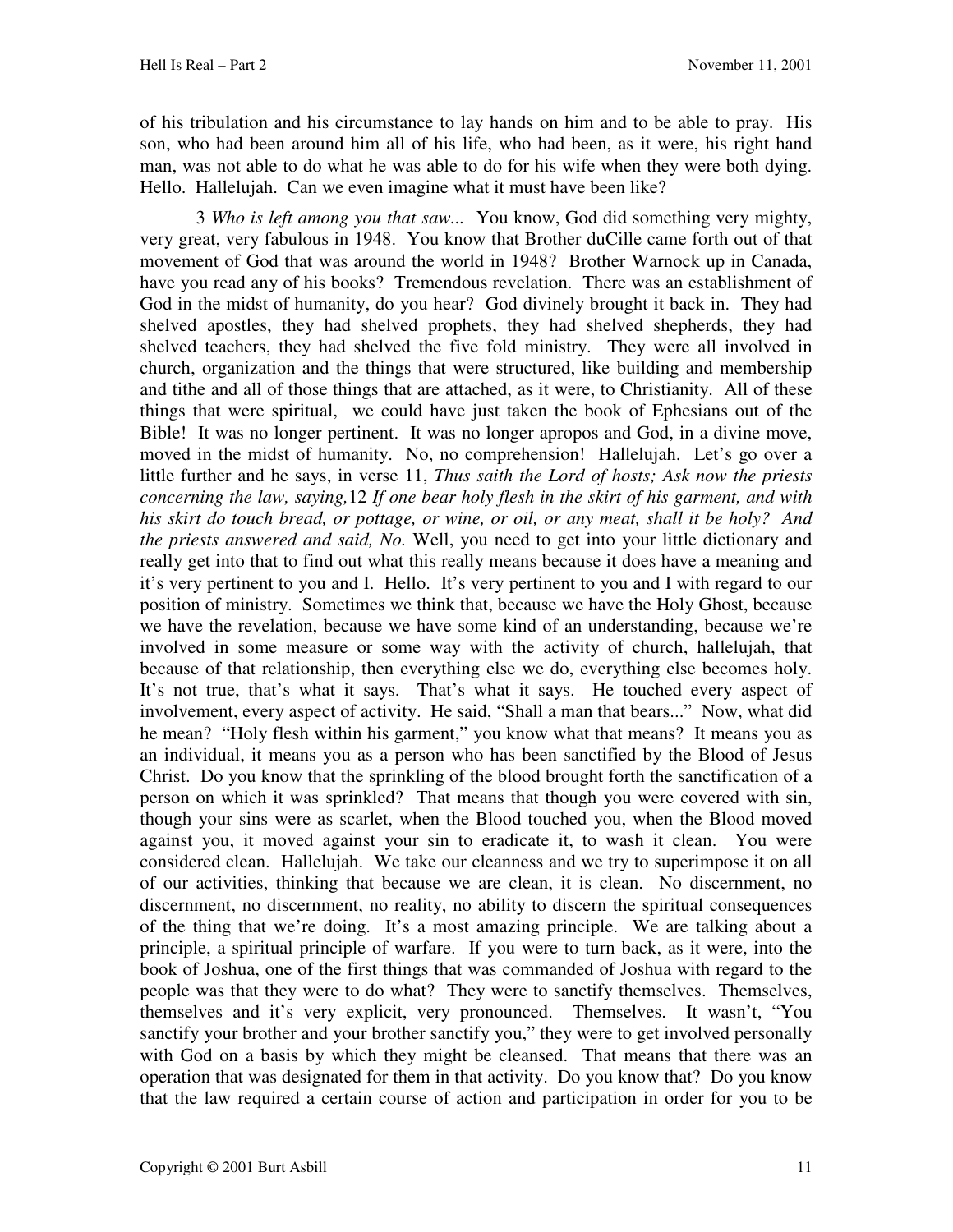of his tribulation and his circumstance to lay hands on him and to be able to pray. His son, who had been around him all of his life, who had been, as it were, his right hand man, was not able to do what he was able to do for his wife when they were both dying. Hello. Hallelujah. Can we even imagine what it must have been like?

3 *Who is left among you that saw...* You know, God did something very mighty, very great, very fabulous in 1948. You know that Brother duCille came forth out of that movement of God that was around the world in 1948? Brother Warnock up in Canada, have you read any of his books? Tremendous revelation. There was an establishment of God in the midst of humanity, do you hear? God divinely brought it back in. They had shelved apostles, they had shelved prophets, they had shelved shepherds, they had shelved teachers, they had shelved the five fold ministry. They were all involved in church, organization and the things that were structured, like building and membership and tithe and all of those things that are attached, as it were, to Christianity. All of these things that were spiritual, we could have just taken the book of Ephesians out of the Bible! It was no longer pertinent. It was no longer apropos and God, in a divine move, moved in the midst of humanity. No, no comprehension! Hallelujah. Let's go over a little further and he says, in verse 11, *Thus saith the Lord of hosts; Ask now the priests concerning the law, saying,*12 *If one bear holy flesh in the skirt of his garment, and with his skirt do touch bread, or pottage, or wine, or oil, or any meat, shall it be holy? And the priests answered and said, No.* Well, you need to get into your little dictionary and really get into that to find out what this really means because it does have a meaning and it's very pertinent to you and I. Hello. It's very pertinent to you and I with regard to our position of ministry. Sometimes we think that, because we have the Holy Ghost, because we have the revelation, because we have some kind of an understanding, because we're involved in some measure or some way with the activity of church, hallelujah, that because of that relationship, then everything else we do, everything else becomes holy. It's not true, that's what it says. That's what it says. He touched every aspect of involvement, every aspect of activity. He said, "Shall a man that bears..." Now, what did he mean? "Holy flesh within his garment," you know what that means? It means you as an individual, it means you as a person who has been sanctified by the Blood of Jesus Christ. Do you know that the sprinkling of the blood brought forth the sanctification of a person on which it was sprinkled? That means that though you were covered with sin, though your sins were as scarlet, when the Blood touched you, when the Blood moved against you, it moved against your sin to eradicate it, to wash it clean. You were considered clean. Hallelujah. We take our cleanness and we try to superimpose it on all of our activities, thinking that because we are clean, it is clean. No discernment, no discernment, no discernment, no reality, no ability to discern the spiritual consequences of the thing that we're doing. It's a most amazing principle. We are talking about a principle, a spiritual principle of warfare. If you were to turn back, as it were, into the book of Joshua, one of the first things that was commanded of Joshua with regard to the people was that they were to do what? They were to sanctify themselves. Themselves, themselves and it's very explicit, very pronounced. Themselves. It wasn't, "You sanctify your brother and your brother sanctify you," they were to get involved personally with God on a basis by which they might be cleansed. That means that there was an operation that was designated for them in that activity. Do you know that? Do you know that the law required a certain course of action and participation in order for you to be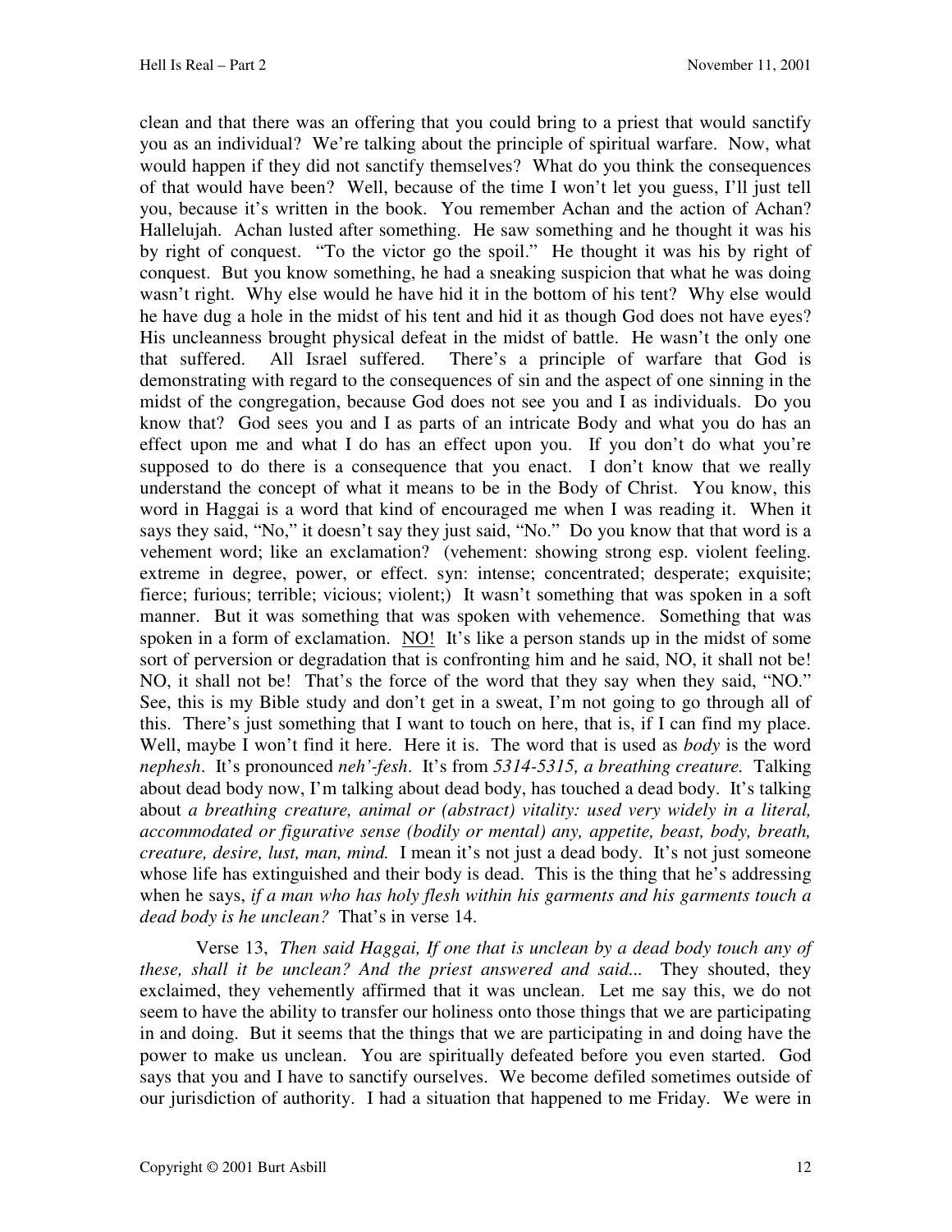clean and that there was an offering that you could bring to a priest that would sanctify you as an individual? We're talking about the principle of spiritual warfare. Now, what would happen if they did not sanctify themselves? What do you think the consequences of that would have been? Well, because of the time I won't let you guess, I'll just tell you, because it's written in the book. You remember Achan and the action of Achan? Hallelujah. Achan lusted after something. He saw something and he thought it was his by right of conquest. "To the victor go the spoil." He thought it was his by right of conquest. But you know something, he had a sneaking suspicion that what he was doing wasn't right. Why else would he have hid it in the bottom of his tent? Why else would he have dug a hole in the midst of his tent and hid it as though God does not have eyes? His uncleanness brought physical defeat in the midst of battle. He wasn't the only one that suffered. All Israel suffered. There's a principle of warfare that God is demonstrating with regard to the consequences of sin and the aspect of one sinning in the midst of the congregation, because God does not see you and I as individuals. Do you know that? God sees you and I as parts of an intricate Body and what you do has an effect upon me and what I do has an effect upon you. If you don't do what you're supposed to do there is a consequence that you enact. I don't know that we really understand the concept of what it means to be in the Body of Christ. You know, this word in Haggai is a word that kind of encouraged me when I was reading it. When it says they said, "No," it doesn't say they just said, "No." Do you know that that word is a vehement word; like an exclamation? (vehement: showing strong esp. violent feeling. extreme in degree, power, or effect. syn: intense; concentrated; desperate; exquisite; fierce; furious; terrible; vicious; violent;) It wasn't something that was spoken in a soft manner. But it was something that was spoken with vehemence. Something that was spoken in a form of exclamation. <u>NO!</u> It's like a person stands up in the midst of some sort of perversion or degradation that is confronting him and he said, NO, it shall not be! NO, it shall not be! That's the force of the word that they say when they said, "NO." See, this is my Bible study and don't get in a sweat, I'm not going to go through all of this. There's just something that I want to touch on here, that is, if I can find my place. Well, maybe I won't find it here. Here it is. The word that is used as *body* is the word *nephesh*. It's pronounced *neh'-fesh*. It's from *5314-5315, a breathing creature.* Talking about dead body now, I'm talking about dead body, has touched a dead body. It's talking about *a breathing creature, animal or (abstract) vitality: used very widely in a literal, accommodated or figurative sense (bodily or mental) any, appetite, beast, body, breath, creature, desire, lust, man, mind.* I mean it's not just a dead body. It's not just someone whose life has extinguished and their body is dead. This is the thing that he's addressing when he says, *if a man who has holy flesh within his garments and his garments touch a dead body is he unclean?* That's in verse 14.

Verse 13, *Then said Haggai, If one that is unclean by a dead body touch any of these, shall it be unclean? And the priest answered and said...* They shouted, they exclaimed, they vehemently affirmed that it was unclean. Let me say this, we do not seem to have the ability to transfer our holiness onto those things that we are participating in and doing. But it seems that the things that we are participating in and doing have the power to make us unclean. You are spiritually defeated before you even started. God says that you and I have to sanctify ourselves. We become defiled sometimes outside of our jurisdiction of authority. I had a situation that happened to me Friday. We were in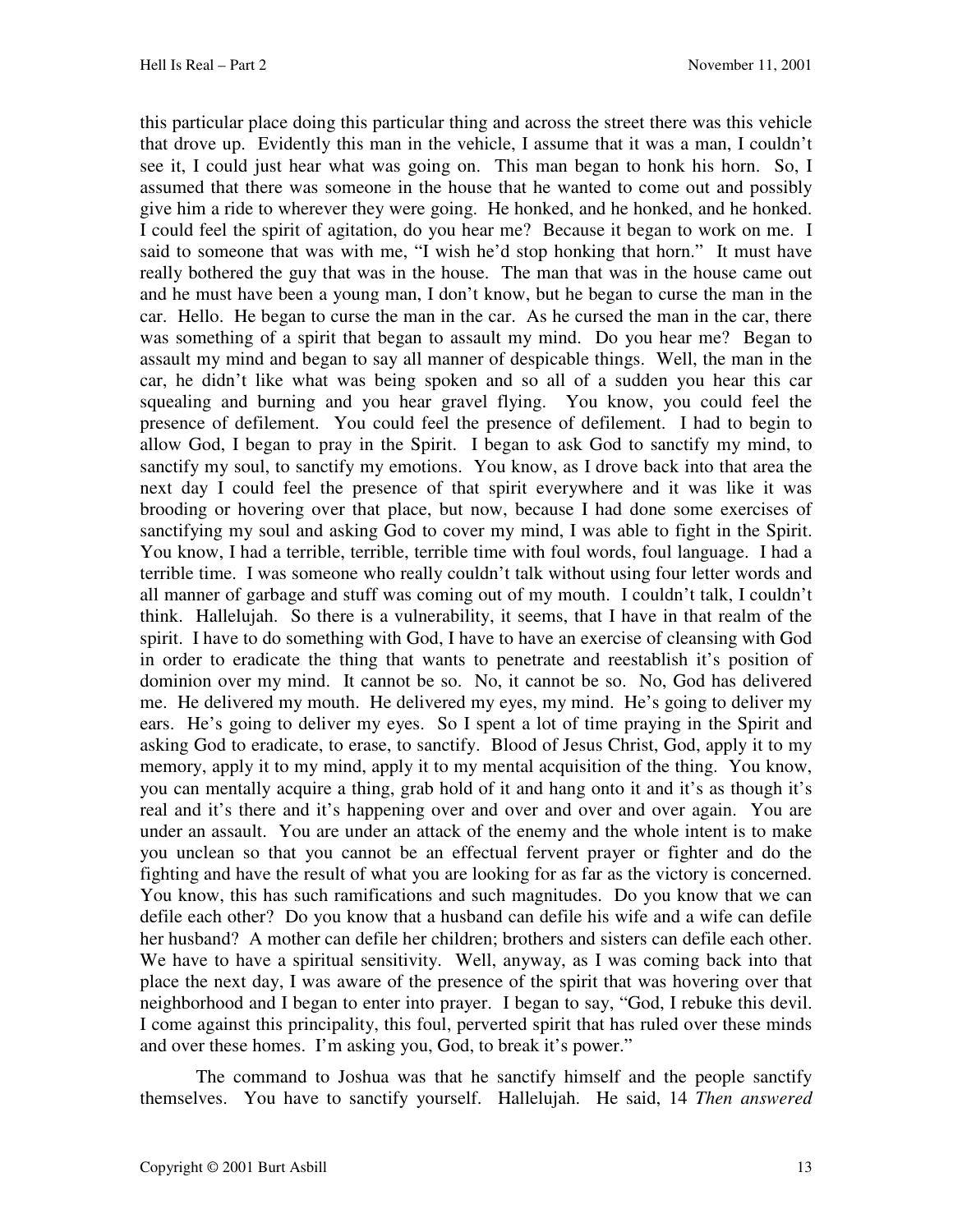this particular place doing this particular thing and across the street there was this vehicle that drove up. Evidently this man in the vehicle, I assume that it was a man, I couldn't see it, I could just hear what was going on. This man began to honk his horn. So, I assumed that there was someone in the house that he wanted to come out and possibly give him a ride to wherever they were going. He honked, and he honked, and he honked. I could feel the spirit of agitation, do you hear me? Because it began to work on me. I said to someone that was with me, "I wish he'd stop honking that horn." It must have really bothered the guy that was in the house. The man that was in the house came out and he must have been a young man, I don't know, but he began to curse the man in the car. Hello. He began to curse the man in the car. As he cursed the man in the car, there was something of a spirit that began to assault my mind. Do you hear me? Began to assault my mind and began to say all manner of despicable things. Well, the man in the car, he didn't like what was being spoken and so all of a sudden you hear this car squealing and burning and you hear gravel flying. You know, you could feel the presence of defilement. You could feel the presence of defilement. I had to begin to allow God, I began to pray in the Spirit. I began to ask God to sanctify my mind, to sanctify my soul, to sanctify my emotions. You know, as I drove back into that area the next day I could feel the presence of that spirit everywhere and it was like it was brooding or hovering over that place, but now, because I had done some exercises of sanctifying my soul and asking God to cover my mind, I was able to fight in the Spirit. You know, I had a terrible, terrible, terrible time with foul words, foul language. I had a terrible time. I was someone who really couldn't talk without using four letter words and all manner of garbage and stuff was coming out of my mouth. I couldn't talk, I couldn't think. Hallelujah. So there is a vulnerability, it seems, that I have in that realm of the spirit. I have to do something with God, I have to have an exercise of cleansing with God in order to eradicate the thing that wants to penetrate and reestablish it's position of dominion over my mind. It cannot be so. No, it cannot be so. No, God has delivered me. He delivered my mouth. He delivered my eyes, my mind. He's going to deliver my ears. He's going to deliver my eyes. So I spent a lot of time praying in the Spirit and asking God to eradicate, to erase, to sanctify. Blood of Jesus Christ, God, apply it to my memory, apply it to my mind, apply it to my mental acquisition of the thing. You know, you can mentally acquire a thing, grab hold of it and hang onto it and it's as though it's real and it's there and it's happening over and over and over and over again. You are under an assault. You are under an attack of the enemy and the whole intent is to make you unclean so that you cannot be an effectual fervent prayer or fighter and do the fighting and have the result of what you are looking for as far as the victory is concerned. You know, this has such ramifications and such magnitudes. Do you know that we can defile each other? Do you know that a husband can defile his wife and a wife can defile her husband? A mother can defile her children; brothers and sisters can defile each other. We have to have a spiritual sensitivity. Well, anyway, as I was coming back into that place the next day, I was aware of the presence of the spirit that was hovering over that neighborhood and I began to enter into prayer. I began to say, "God, I rebuke this devil. I come against this principality, this foul, perverted spirit that has ruled over these minds and over these homes. I'm asking you, God, to break it's power."

The command to Joshua was that he sanctify himself and the people sanctify themselves. You have to sanctify yourself. Hallelujah. He said, 14 *Then answered*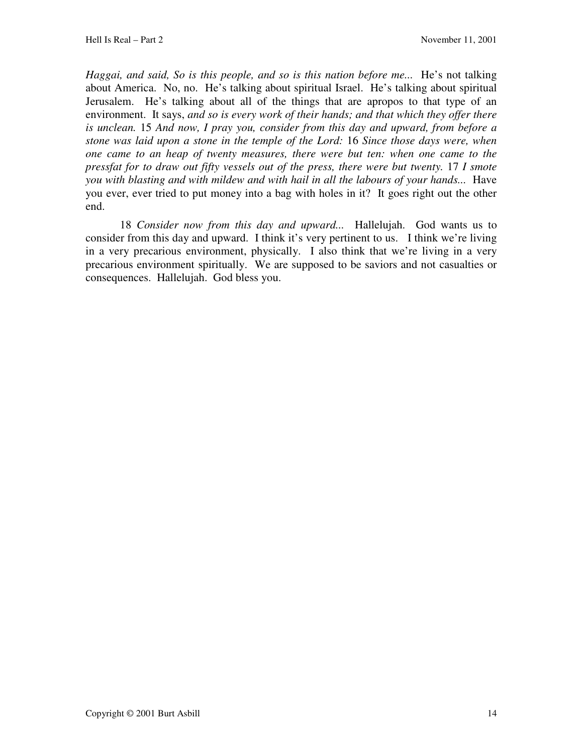*Haggai, and said, So is this people, and so is this nation before me...* He's not talking about America. No, no. He's talking about spiritual Israel. He's talking about spiritual Jerusalem. He's talking about all of the things that are apropos to that type of an environment. It says, *and so is every work of their hands; and that which they offer there is unclean.* 15 *And now, I pray you, consider from this day and upward, from before a stone was laid upon a stone in the temple of the Lord:* 16 *Since those days were, when one came to an heap of twenty measures, there were but ten: when one came to the pressfat for to draw out fifty vessels out of the press, there were but twenty.* 17 *I smote you with blasting and with mildew and with hail in all the labours of your hands...* Have you ever, ever tried to put money into a bag with holes in it? It goes right out the other end.

18 *Consider now from this day and upward...* Hallelujah. God wants us to consider from this day and upward. I think it's very pertinent to us. I think we're living in a very precarious environment, physically. I also think that we're living in a very precarious environment spiritually. We are supposed to be saviors and not casualties or consequences. Hallelujah. God bless you.